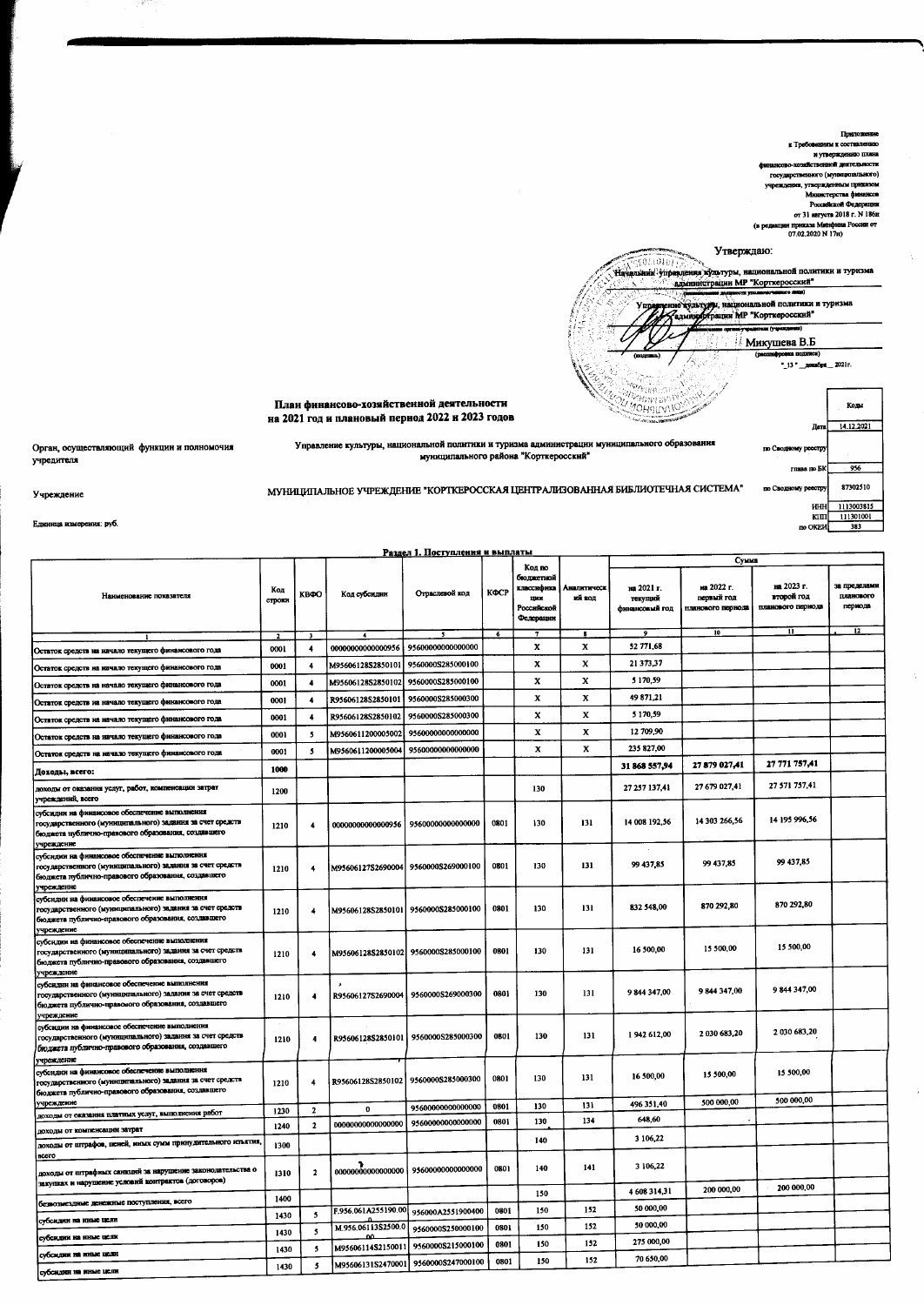Приложение
к Требованиям к составлению
и утверждению плана
финансово-хозяйственной деятельности
государственного (муниципального)
учреждения, утвержденным приказом
Министерства финансов
Российской Федерации
от 31 августа 2018 г. N 186н
(в редакции приказа Минфина России от
07.02.2020 N 17н)

Утверждаю:

Начальник управления культуры, национальной политики и туризма администрации МР "Корткеросский"
(наименование должности уполномоченного лица)

Управление культуры, национальной политики и туризма администрации МР "Корткеросский"
(наименование органа-учредителя (учреждения))

(подпись) Микушева В.Б
(расшифровка подписи)

"13" декабря 2021г.

# План финансово-хозяйственной деятельности на 2021 год и плановый период 2022 и 2023 годов

| | | | Коды |
|---|---|---|---|
| | | Дата | 14.12.2021 |
| Орган, осуществляющий функции и полномочия учредителя | Управление культуры, национальной политики и туризма администрации муниципального образования муниципального района "Корткеросский" | по Сводному реестру | |
| | | глава по БК | 956 |
| Учреждение | МУНИЦИПАЛЬНОЕ УЧРЕЖДЕНИЕ "КОРТКЕРОССКАЯ ЦЕНТРАЛИЗОВАННАЯ БИБЛИОТЕЧНАЯ СИСТЕМА" | по Сводному реестру | 87302510 |
| | | ИНН | 1113003815 |
| | | КПП | 111301001 |
| Единица измерения: руб. | | по ОКЕИ | 383 |

## Раздел 1. Поступления и выплаты

| Наименование показателя | Код строки | КВФО | Код субсидии | Отраслевой код | КФСР | Код по бюджетной классификации Российской Федерации | Аналитический код | Сумма на 2021 г. текущий финансовый год | на 2022 г. первый год планового периода | на 2023 г. второй год планового периода | за пределами планового периода |
|---|---|---|---|---|---|---|---|---|---|---|---|
| 1 | 2 | 3 | 4 | 5 | 6 | 7 | 8 | 9 | 10 | 11 | 12 |
| Остаток средств на начало текущего финансового года | 0001 | 4 | 00000000000000956 | 9560000000000000 | | X | X | 52 771,68 | | | |
| Остаток средств на начало текущего финансового года | 0001 | 4 | M95606128S2850101 | 9560000S285000100 | | X | X | 21 373,37 | | | |
| Остаток средств на начало текущего финансового года | 0001 | 4 | M95606128S2850102 | 9560000S285000100 | | X | X | 5 170,59 | | | |
| Остаток средств на начало текущего финансового года | 0001 | 4 | R95606128S2850101 | 9560000S285000300 | | X | X | 49 871,21 | | | |
| Остаток средств на начало текущего финансового года | 0001 | 4 | R95606128S2850102 | 9560000S285000300 | | X | X | 5 170,59 | | | |
| Остаток средств на начало текущего финансового года | 0001 | 5 | M956061120000500 2 | 9560000000000000 | | X | X | 12 709,90 | | | |
| Остаток средств на начало текущего финансового года | 0001 | 5 | M9560611200005004 | 9560000000000000 | | X | X | 235 827,00 | | | |
| **Доходы, всего:** | 1000 | | | | | | | 31 868 557,94 | 27 879 027,41 | 27 771 757,41 | |
| доходы от оказания услуг, работ, компенсации затрат учреждений, всего | 1200 | | | | | 130 | | 27 257 137,41 | 27 679 027,41 | 27 571 757,41 | |
| субсидии на финансовое обеспечение выполнения государственного (муниципального) задания за счет средств бюджета публично-правового образования, создавшего учреждение | 1210 | 4 | 00000000000000956 | 9560000000000000 | 0801 | 130 | 131 | 14 008 192,56 | 14 303 266,56 | 14 195 996,56 | |
| субсидии на финансовое обеспечение выполнения государственного (муниципального) задания за счет средств бюджета публично-правового образования, создавшего учреждение | 1210 | 4 | M95606127S2690004 | 9560000S269000100 | 0801 | 130 | 131 | 99 437,85 | 99 437,85 | 99 437,85 | |
| субсидии на финансовое обеспечение выполнения государственного (муниципального) задания за счет средств бюджета публично-правового образования, создавшего учреждение | 1210 | 4 | M95606128S2850101 | 9560000S285000100 | 0801 | 130 | 131 | 832 548,00 | 870 292,80 | 870 292,80 | |
| субсидии на финансовое обеспечение выполнения государственного (муниципального) задания за счет средств бюджета публично-правового образования, создавшего учреждение | 1210 | 4 | M95606128S2850102 | 9560000S285000100 | 0801 | 130 | 131 | 16 500,00 | 15 500,00 | 15 500,00 | |
| субсидии на финансовое обеспечение выполнения государственного (муниципального) задания за счет средств бюджета публично-правового образования, создавшего учреждение | 1210 | 4 | R95606127S2690004 | 9560000S269000300 | 0801 | 130 | 131 | 9 844 347,00 | 9 844 347,00 | 9 844 347,00 | |
| субсидии на финансовое обеспечение выполнения государственного (муниципального) задания за счет средств бюджета публично-правового образования, создавшего учреждение | 1210 | 4 | R95606128S2850101 | 9560000S285000300 | 0801 | 130 | 131 | 1 942 612,00 | 2 030 683,20 | 2 030 683,20 | |
| субсидии на финансовое обеспечение выполнения государственного (муниципального) задания за счет средств бюджета публично-правового образования, создавшего учреждение | 1210 | 4 | R95606128S2850102 | 9560000S285000300 | 0801 | 130 | 131 | 16 500,00 | 15 500,00 | 15 500,00 | |
| доходы от оказания платных услуг, выполнения работ | 1230 | 2 | 0 | 9560000000000000 | 0801 | 130 | 131 | 496 351,40 | 500 000,00 | 500 000,00 | |
| доходы от компенсации затрат | 1240 | 2 | 00000000000000000 | 9560000000000000 | 0801 | 130 | 134 | 648,60 | | | |
| доходы от штрафов, пеней, иных сумм принудительного изъятия, всего | 1300 | | | | | 140 | | 3 106,22 | | | |
| доходы от штрафных санкций за нарушение законодательства о закупках и нарушение условий контрактов (договоров) | 1310 | 2 | 00000000000000000 | 9560000000000000 | 0801 | 140 | 141 | 3 106,22 | | | |
| безвозмездные денежные поступления, всего | 1400 | | | | | 150 | | 4 608 314,31 | 200 000,00 | 200 000,00 | |
| субсидии на иные цели | 1430 | 5 | F.956.061A255190.00 | 956000A2551900400 | 0801 | 150 | 152 | 50 000,00 | | | |
| субсидии на иные цели | 1430 | 5 | M.956.06113S2500.000 | 9560000S250000100 | 0801 | 150 | 152 | 50 000,00 | | | |
| субсидии на иные цели | 1430 | 5 | M95606114S2150011 | 9560000S215000100 | 0801 | 150 | 152 | 275 000,00 | | | |
| субсидии на иные цели | 1430 | 5 | M95606131S2470001 | 9560000S247000100 | 0801 | 150 | 152 | 70 650,00 | | | |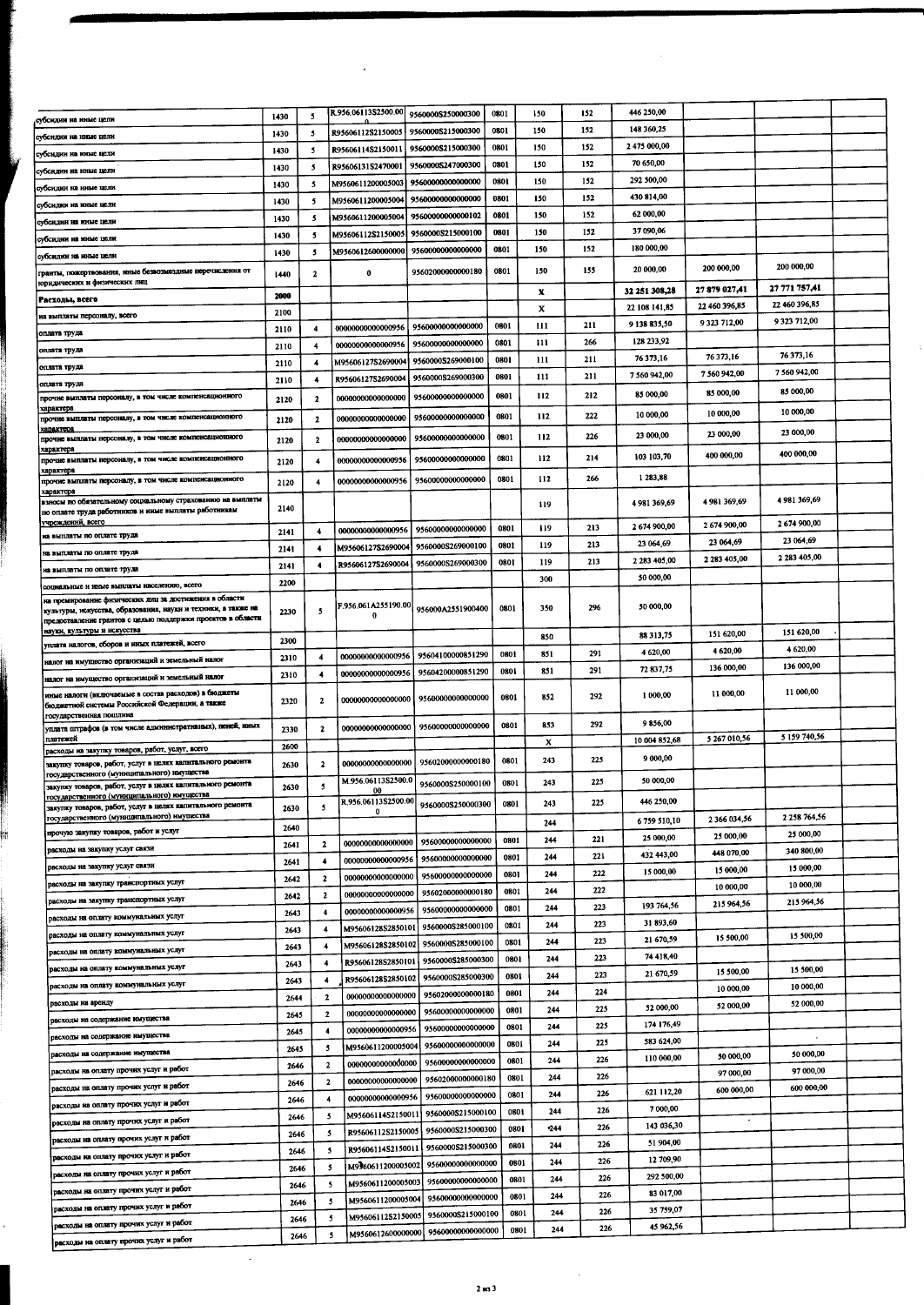| | | | | | | | | | | | |
|---|---|---|---|---|---|---|---|---|---|---|---|
| субсидии на иные цели | 1430 | 5 | R.956.06113S2500.00 0 | 9560000S250000300 | 0801 | 150 | 152 | 446 250,00 | | | |
| субсидии на иные цели | 1430 | 5 | R95606112S2150005 | 9560000S215000300 | 0801 | 150 | 152 | 148 360,25 | | | |
| субсидии на иные цели | 1430 | 5 | R95606114S2150011 | 9560000S215000300 | 0801 | 150 | 152 | 2 475 000,00 | | | |
| субсидии на иные цели | 1430 | 5 | R95606131S2470001 | 9560000S247000300 | 0801 | 150 | 152 | 70 650,00 | | | |
| субсидии на иные цели | 1430 | 5 | M95606112000050003 | 95600000000000000 | 0801 | 150 | 152 | 292 500,00 | | | |
| субсидии на иные цели | 1430 | 5 | M9560611200005004 | 95600000000000000 | 0801 | 150 | 152 | 430 814,00 | | | |
| субсидии на иные цели | 1430 | 5 | M9560611200005004 | 95600000000000102 | 0801 | 150 | 152 | 62 000,00 | | | |
| субсидии на иные цели | 1430 | 5 | M95606112S2150005 | 9560000S215000100 | 0801 | 150 | 152 | 37 090,06 | | | |
| субсидии на иные цели | 1430 | 5 | M9560612600000000 | 95600000000000000 | 0801 | 150 | 152 | 180 000,00 | | | |
| гранты, пожертвования, иные безвозмездные перечисления от юридических и физических лиц | 1440 | 2 | 0 | 95602000000000180 | 0801 | 150 | 155 | 20 000,00 | 200 000,00 | 200 000,00 | |
| **Расходы, всего** | 2000 | | | | | X | | 32 251 308,28 | 27 879 027,41 | 27 771 757,41 | |
| на выплаты персоналу, всего | 2100 | | | | | X | | 22 108 141,85 | 22 460 396,85 | 22 460 396,85 | |
| оплата труда | 2110 | 4 | 00000000000000956 | 95600000000000000 | 0801 | 111 | 211 | 9 138 835,50 | 9 323 712,00 | 9 323 712,00 | |
| оплата труда | 2110 | 4 | 00000000000000956 | 95600000000000000 | 0801 | 111 | 266 | 128 233,92 | | | |
| оплата труда | 2110 | 4 | M95606127S2690004 | 9560000S269000100 | 0801 | 111 | 211 | 76 373,16 | 76 373,16 | 76 373,16 | |
| оплата труда | 2110 | 4 | R95606127S2690004 | 9560000S269000300 | 0801 | 111 | 211 | 7 560 942,00 | 7 560 942,00 | 7 560 942,00 | |
| прочие выплаты персоналу, в том числе компенсационного характера | 2120 | 2 | 00000000000000000 | 95600000000000000 | 0801 | 112 | 212 | 85 000,00 | 85 000,00 | 85 000,00 | |
| прочие выплаты персоналу, в том числе компенсационного характера | 2120 | 2 | 00000000000000000 | 95600000000000000 | 0801 | 112 | 222 | 10 000,00 | 10 000,00 | 10 000,00 | |
| прочие выплаты персоналу, в том числе компенсационного характера | 2120 | 2 | 00000000000000000 | 95600000000000000 | 0801 | 112 | 226 | 23 000,00 | 23 000,00 | 23 000,00 | |
| прочие выплаты персоналу, в том числе компенсационного характера | 2120 | 4 | 00000000000000956 | 95600000000000000 | 0801 | 112 | 214 | 103 103,70 | 400 000,00 | 400 000,00 | |
| прочие выплаты персоналу, в том числе компенсационного характера | 2120 | 4 | 00000000000000956 | 95600000000000000 | 0801 | 112 | 266 | 1 283,88 | | | |
| взносы по обязательному социальному страхованию на выплаты по оплате труда работников и иные выплаты работникам учреждений, всего | 2140 | | | | | 119 | | 4 981 369,69 | 4 981 369,69 | 4 981 369,69 | |
| на выплаты по оплате труда | 2141 | 4 | 00000000000000956 | 95600000000000000 | 0801 | 119 | 213 | 2 674 900,00 | 2 674 900,00 | 2 674 900,00 | |
| на выплаты по оплате труда | 2141 | 4 | M95606127S2690004 | 9560000S269000100 | 0801 | 119 | 213 | 23 064,69 | 23 064,69 | 23 064,69 | |
| на выплаты по оплате труда | 2141 | 4 | R95606127S2690004 | 9560000S269000300 | 0801 | 119 | 213 | 2 283 405,00 | 2 283 405,00 | 2 283 405,00 | |
| социальные и иные выплаты населению, всего | 2200 | | | | | 300 | | 50 000,00 | | | |
| на премирование физических лиц за достижения в области культуры, искусства, образования, науки и техники, а также на предоставление грантов с целью поддержки проектов в области науки, культуры и искусства | 2230 | 5 | F.956.061A255190.00 0 | 956000A2551900400 | 0801 | 350 | 296 | 50 000,00 | | | |
| уплата налогов, сборов и иных платежей, всего | 2300 | | | | | 850 | | 88 313,75 | 151 620,00 | 151 620,00 | |
| налог на имущество организаций и земельный налог | 2310 | 4 | 00000000000000956 | 95604100000851290 | 0801 | 851 | 291 | 4 620,00 | 4 620,00 | 4 620,00 | |
| налог на имущество организаций и земельный налог | 2310 | 4 | 00000000000000956 | 95604200000851290 | 0801 | 851 | 291 | 72 837,75 | 136 000,00 | 136 000,00 | |
| иные налоги (включаемые в состав расходов) в бюджеты бюджетной системы Российской Федерации, а также государственная пошлина | 2320 | 2 | 00000000000000000 | 95600000000000000 | 0801 | 852 | 292 | 1 000,00 | 11 000,00 | 11 000,00 | |
| уплата штрафов (в том числе административных), пеней, иных платежей | 2330 | 2 | 00000000000000000 | 95600000000000000 | 0801 | 853 | 292 | 9 856,00 | | | |
| расходы на закупку товаров, работ, услуг, всего | 2600 | | | | | X | | 10 004 852,68 | 5 267 010,56 | 5 159 740,56 | |
| закупку товаров, работ, услуг в целях капитального ремонта государственного (муниципального) имущества | 2630 | 2 | 00000000000000000 | 95602000000000180 | 0801 | 243 | 225 | 9 000,00 | | | |
| закупку товаров, работ, услуг в целях капитального ремонта государственного (муниципального) имущества | 2630 | 5 | M.956.06113S2500.0 00 | 9560000S250000100 | 0801 | 243 | 225 | 50 000,00 | | | |
| закупку товаров, работ, услуг в целях капитального ремонта государственного (муниципального) имущества | 2630 | 5 | R.956.06113S2500.00 0 | 9560000S250000300 | 0801 | 243 | 225 | 446 250,00 | | | |
| прочую закупку товаров, работ и услуг | 2640 | | | | | 244 | | 6 759 510,10 | 2 366 034,56 | 2 258 764,56 | |
| расходы на закупку услуг связи | 2641 | 2 | 00000000000000000 | 95600000000000000 | 0801 | 244 | 221 | 25 000,00 | 25 000,00 | 25 000,00 | |
| расходы на закупку услуг связи | 2641 | 4 | 00000000000000956 | 95600000000000000 | 0801 | 244 | 221 | 432 443,00 | 448 070,00 | 340 800,00 | |
| расходы на закупку транспортных услуг | 2642 | 2 | 00000000000000000 | 95600000000000000 | 0801 | 244 | 222 | 15 000,00 | 15 000,00 | 15 000,00 | |
| расходы на закупку транспортных услуг | 2642 | 2 | 00000000000000000 | 95602000000000180 | 0801 | 244 | 222 | | 10 000,00 | 10 000,00 | |
| расходы на оплату коммунальных услуг | 2643 | 4 | 00000000000000956 | 95600000000000000 | 0801 | 244 | 223 | 193 764,56 | 215 964,56 | 215 964,56 | |
| расходы на оплату коммунальных услуг | 2643 | 4 | M95606128S2850101 | 9560000S285000100 | 0801 | 244 | 223 | 31 893,60 | | | |
| расходы на оплату коммунальных услуг | 2643 | 4 | M95606128S2850102 | 9560000S285000100 | 0801 | 244 | 223 | 21 670,59 | 15 500,00 | 15 500,00 | |
| расходы на оплату коммунальных услуг | 2643 | 4 | R95606128S2850101 | 9560000S285000300 | 0801 | 244 | 223 | 74 418,40 | | | |
| расходы на оплату коммунальных услуг | 2643 | 4 | R95606128S2850102 | 9560000S285000300 | 0801 | 244 | 223 | 21 670,59 | 15 500,00 | 15 500,00 | |
| расходы на аренду | 2644 | 2 | 00000000000000000 | 95602000000000180 | 0801 | 244 | 224 | | 10 000,00 | 10 000,00 | |
| расходы на содержание имущества | 2645 | 2 | 00000000000000000 | 95600000000000000 | 0801 | 244 | 225 | 52 000,00 | 52 000,00 | 52 000,00 | |
| расходы на содержание имущества | 2645 | 4 | 00000000000000956 | 95600000000000000 | 0801 | 244 | 225 | 174 176,49 | | | |
| расходы на содержание имущества | 2645 | 5 | M9560611200005004 | 95600000000000000 | 0801 | 244 | 225 | 583 624,00 | | | |
| расходы на оплату прочих услуг и работ | 2646 | 2 | 00000000000000000 | 95600000000000000 | 0801 | 244 | 226 | 110 000,00 | 50 000,00 | 50 000,00 | |
| расходы на оплату прочих услуг и работ | 2646 | 2 | 00000000000000000 | 95602000000000180 | 0801 | 244 | 226 | | 97 000,00 | 97 000,00 | |
| расходы на оплату прочих услуг и работ | 2646 | 4 | 00000000000000956 | 95600000000000000 | 0801 | 244 | 226 | 621 112,20 | 600 000,00 | 600 000,00 | |
| расходы на оплату прочих услуг и работ | 2646 | 5 | M95606114S2150011 | 9560000S215000100 | 0801 | 244 | 226 | 7 000,00 | | | |
| расходы на оплату прочих услуг и работ | 2646 | 5 | R95606112S2150005 | 9560000S215000300 | 0801 | 244 | 226 | 143 036,30 | | | |
| расходы на оплату прочих услуг и работ | 2646 | 5 | R95606114S2150011 | 9560000S215000300 | 0801 | 244 | 226 | 51 904,00 | | | |
| расходы на оплату прочих услуг и работ | 2646 | 5 | M9560611200005002 | 95600000000000000 | 0801 | 244 | 226 | 12 709,90 | | | |
| расходы на оплату прочих услуг и работ | 2646 | 5 | M9560611200005003 | 95600000000000000 | 0801 | 244 | 226 | 292 500,00 | | | |
| расходы на оплату прочих услуг и работ | 2646 | 5 | M9560611200005004 | 95600000000000000 | 0801 | 244 | 226 | 83 017,00 | | | |
| расходы на оплату прочих услуг и работ | 2646 | 5 | M95606112S2150005 | 9560000S215000100 | 0801 | 244 | 226 | 35 759,07 | | | |
| расходы на оплату прочих услуг и работ | 2646 | 5 | M9560612600000000 | 95600000000000000 | 0801 | 244 | 226 | 45 962,56 | | | |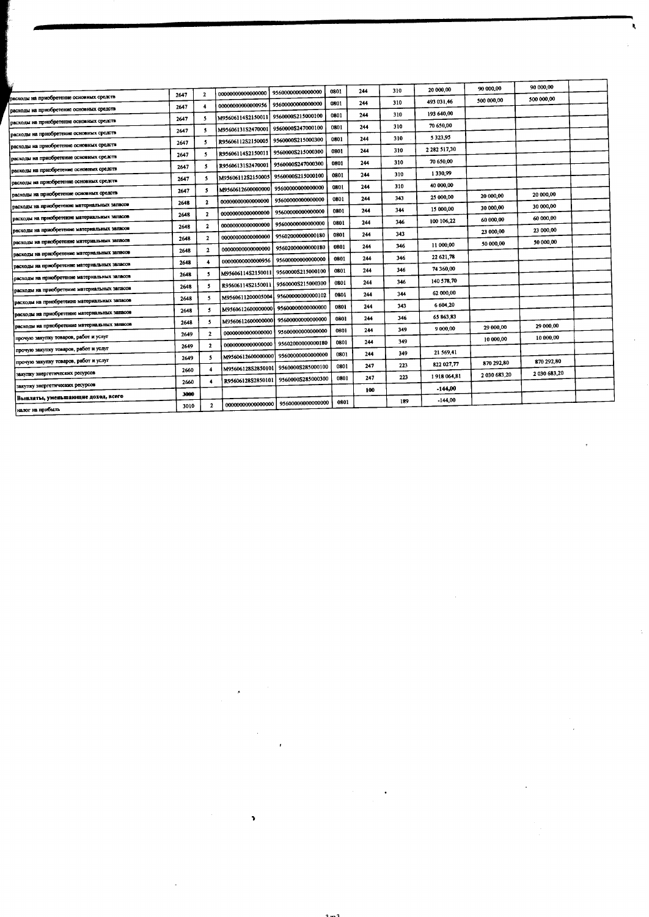| | | | | | | | | | | | |
|---|---|---|---|---|---|---|---|---|---|---|---|
| расходы на приобретение основных средств | 2647 | 2 | 00000000000000000 | 95600000000000000 | 0801 | 244 | 310 | 20 000,00 | 90 000,00 | 90 000,00 | |
| расходы на приобретение основных средств | 2647 | 4 | 00000000000000956 | 95600000000000000 | 0801 | 244 | 310 | 493 031,46 | 500 000,00 | 500 000,00 | |
| расходы на приобретение основных средств | 2647 | 5 | M956061145215001l | 9560000S215000100 | 0801 | 244 | 310 | 193 640,00 | | | |
| расходы на приобретение основных средств | 2647 | 5 | M95606131S2470001 | 9560000S247000100 | 0801 | 244 | 310 | 70 650,00 | | | |
| расходы на приобретение основных средств | 2647 | 5 | R95606112S2150005 | 9560000S215000300 | 0801 | 244 | 310 | 5 323,95 | | | |
| расходы на приобретение основных средств | 2647 | 5 | R95606114S2150011 | 9560000S215000300 | 0801 | 244 | 310 | 2 282 517,30 | | | |
| расходы на приобретение основных средств | 2647 | 5 | R95606131S2470001 | 9560000S247000300 | 0801 | 244 | 310 | 70 650,00 | | | |
| расходы на приобретение основных средств | 2647 | 5 | M95606112S2150005 | 9560000S215000100 | 0801 | 244 | 310 | 1 330,99 | | | |
| расходы на приобретение основных средств | 2647 | 5 | M9560612600000000 | 95600000000000000 | 0801 | 244 | 310 | 40 000,00 | | | |
| расходы на приобретение материальных запасов | 2648 | 2 | 00000000000000000 | 95600000000000000 | 0801 | 244 | 343 | 25 000,00 | 20 000,00 | 20 000,00 | |
| расходы на приобретение материальных запасов | 2648 | 2 | 00000000000000000 | 95600000000000000 | 0801 | 244 | 344 | 15 000,00 | 30 000,00 | 30 000,00 | |
| расходы на приобретение материальных запасов | 2648 | 2 | 00000000000000000 | 95600000000000000 | 0801 | 244 | 346 | 100 106,22 | 60 000,00 | 60 000,00 | |
| расходы на приобретение материальных запасов | 2648 | 2 | 00000000000000000 | 95602000000000180 | 0801 | 244 | 343 | | 23 000,00 | 23 000,00 | |
| расходы на приобретение материальных запасов | 2648 | 2 | 00000000000000000 | 95602000000000180 | 0801 | 244 | 346 | 11 000,00 | 50 000,00 | 50 000,00 | |
| расходы на приобретение материальных запасов | 2648 | 4 | 00000000000000956 | 95600000000000000 | 0801 | 244 | 346 | 22 621,78 | | | |
| расходы на приобретение материальных запасов | 2648 | 5 | M95606114S2150011 | 9560000S215000100 | 0801 | 244 | 346 | 74 360,00 | | | |
| расходы на приобретение материальных запасов | 2648 | 5 | R95606114S2150011 | 9560000S215000300 | 0801 | 244 | 346 | 140 578,70 | | | |
| расходы на приобретение материальных запасов | 2648 | 5 | M9560611200005004 | 95600000000000102 | 0801 | 244 | 344 | 62 000,00 | | | |
| расходы на приобретение материальных запасов | 2648 | 5 | M9560612600000000 | 95600000000000000 | 0801 | 244 | 343 | 6 604,20 | | | |
| расходы на приобретение материальных запасов | 2648 | 5 | M9560612600000000 | 95600000000000000 | 0801 | 244 | 346 | 65 863,83 | | | |
| прочую закупку товаров, работ и услуг | 2649 | 2 | 00000000000000000 | 95600000000000000 | 0801 | 244 | 349 | 9 000,00 | 29 000,00 | 29 000,00 | |
| прочую закупку товаров, работ и услуг | 2649 | 2 | 00000000000000000 | 95602000000000180 | 0801 | 244 | 349 | | 10 000,00 | 10 000,00 | |
| прочую закупку товаров, работ и услуг | 2649 | 5 | M9560612600000000 | 95600000000000000 | 0801 | 244 | 349 | 21 569,41 | | | |
| закупку энергетических ресурсов | 2660 | 4 | M95606128S2850101 | 9560000S285000100 | 0801 | 247 | 223 | 822 027,77 | 870 292,80 | 870 292,80 | |
| закупку энергетических ресурсов | 2660 | 4 | R95606128S2850101 | 9560000S285000300 | 0801 | 247 | 223 | 1 918 064,81 | 2 030 683,20 | 2 030 683,20 | |
| **Выплаты, уменьшающие доход, всего** | 3000 | | | | | 100 | | -144,00 | | | |
| налог на прибыль | 3010 | 2 | 00000000000000000 | 95600000000000000 | 0801 | | 189 | -144,00 | | | |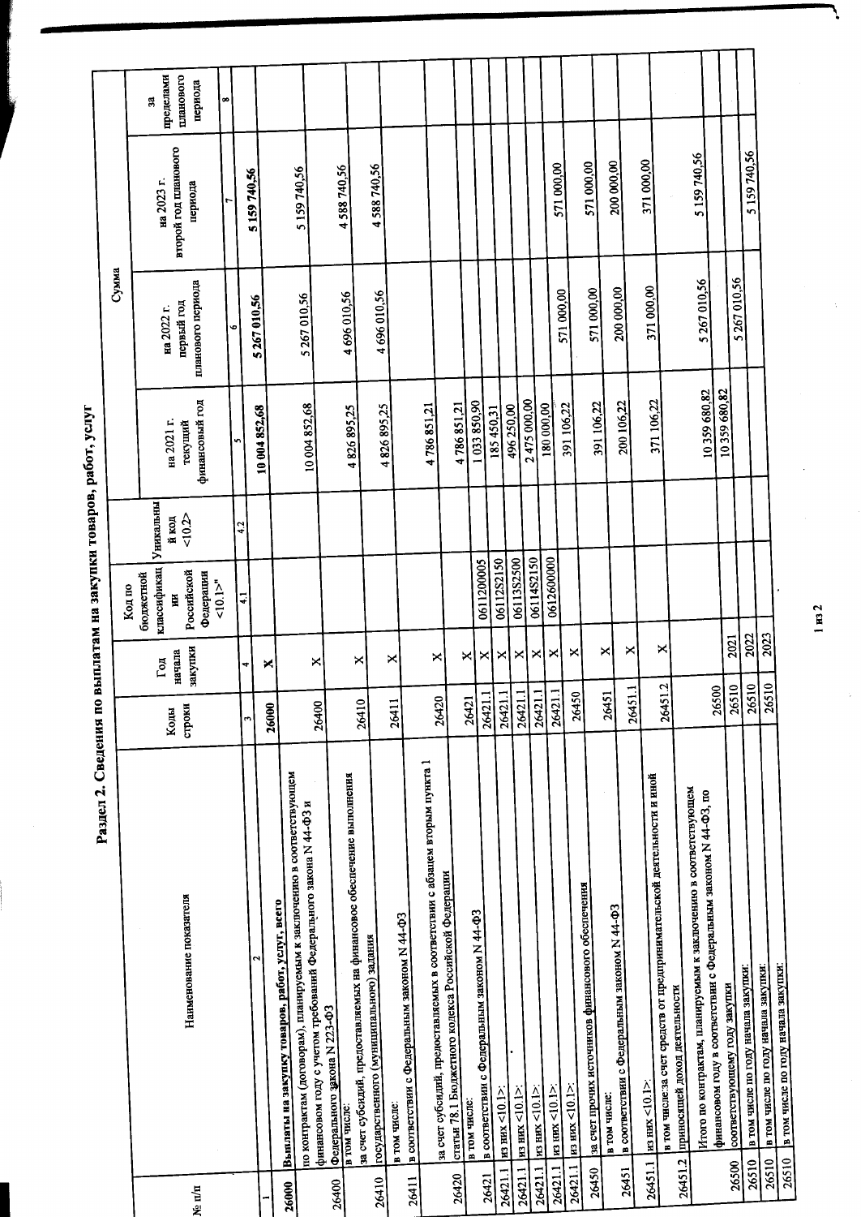## Раздел 2. Сведения по выплатам на закупки товаров, работ, услуг

| № п/п | Наименование показателя | Коды строки | Год начала закупки | Код по бюджетной классификации Российской Федерации <10.1>" | Уникальный код <10.2> | Сумма | | | |
|---|---|---|---|---|---|---|---|---|---|
| | | | | | | на 2021 г. текущий финансовый год | на 2022 г. первый год планового периода | на 2023 г. второй год планового периода | за пределами планового периода |
| 1 | 2 | 3 | 4 | 4.1 | 4.2 | 5 | 6 | 7 | 8 |
| 26000 | Выплаты на закупку товаров, работ, услуг, всего | 26000 | X | | | 10 004 852,68 | 5 267 010,56 | 5 159 740,56 | |
| 26400 | по контрактам (договорам), планируемым к заключению в соответствующем финансовом году с учетом требований Федерального закона N 44-ФЗ и Федерального закона N 223-ФЗ | 26400 | X | | | 10 004 852,68 | 5 267 010,56 | 5 159 740,56 | |
| 26410 | в том числе: за счет субсидий, предоставляемых на финансовое обеспечение выполнения государственного (муниципального) задания | 26410 | X | | | 4 826 895,25 | 4 696 010,56 | 4 588 740,56 | |
| 26411 | в том числе: в соответствии с Федеральным законом N 44-ФЗ | 26411 | X | | | 4 826 895,25 | 4 696 010,56 | 4 588 740,56 | |
| 26420 | за счет субсидий, предоставляемых в соответствии с абзацем вторым пункта 1 статьи 78.1 Бюджетного кодекса Российской Федерации | 26420 | X | | | 4 786 851,21 | | | |
| 26421 | в том числе: в соответствии с Федеральным законом N 44-ФЗ | 26421 | X | | | 4 786 851,21 | | | |
| 26421.1 | из них <10.1>: | 26421.1 | X | 0611200005 | | 1 033 850,90 | | | |
| 26421.1 | из них <10.1>: | 26421.1 | X | 06112S2150 | | 185 450,31 | | | |
| 26421.1 | из них <10.1>: | 26421.1 | X | 06113S2500 | | 496 250,00 | | | |
| 26421.1 | из них <10.1>: | 26421.1 | X | 06114S2150 | | 2 475 000,00 | | | |
| 26421.1 | из них <10.1>: | 26421.1 | X | 0612600000 | | 180 000,00 | | | |
| 26421.1 | из них <10.1>: | 26421.1 | X | | | 391 106,22 | 571 000,00 | 571 000,00 | |
| 26450 | за счет прочих источников финансового обеспечения | 26450 | X | | | 391 106,22 | 571 000,00 | 571 000,00 | |
| 26451 | в том числе: в соответствии с Федеральным законом N 44-ФЗ | 26451 | X | | | 200 106,22 | 200 000,00 | 200 000,00 | |
| 26451.1 | из них <10.1>: | 26451.1 | X | | | | | | |
| 26451.2 | в том числе:за счет средств от предпринимательской деятельности и иной приносящей доход деятельности | 26451.2 | X | | | 371 106,22 | 371 000,00 | 371 000,00 | |
| 26500 | Итого по контрактам, планируемым к заключению в соответствующем финансовом году в соответствии с Федеральным законом N 44-ФЗ, по соответствующему году закупки | 26500 | | | | 10 359 680,82 | 5 267 010,56 | 5 159 740,56 | |
| 26510 | в том числе по году начала закупки: | 26510 | 2021 | | | 10 359 680,82 | | | |
| 26510 | в том числе по году начала закупки: | 26510 | 2022 | | | | 5 267 010,56 | | |
| 26510 | в том числе по году начала закупки: | 26510 | 2023 | | | | | 5 159 740,56 | |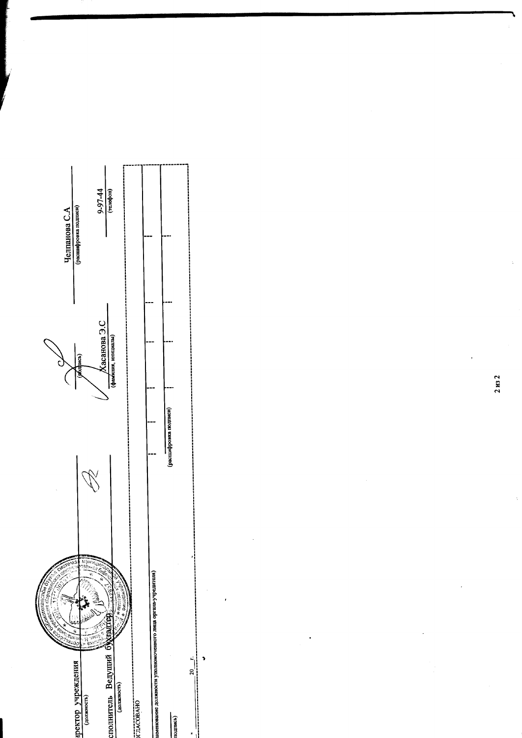иректор учреждения ______________ Челпанова С.А
(должность) (подпись) (расшифровка подписи)

сполнитель Ведущий бухгалтер ______________ Хасанова Э.С ______________ 9-97-44
(должность) (фамилия, инициалы) (телефон)

ГЛАСОВАНО

именование должности уполномоченного лица органа-учредителя)

______________ (подпись) ______________ (расшифровка подписи)

" ___ " ______________ 20 ___ г.